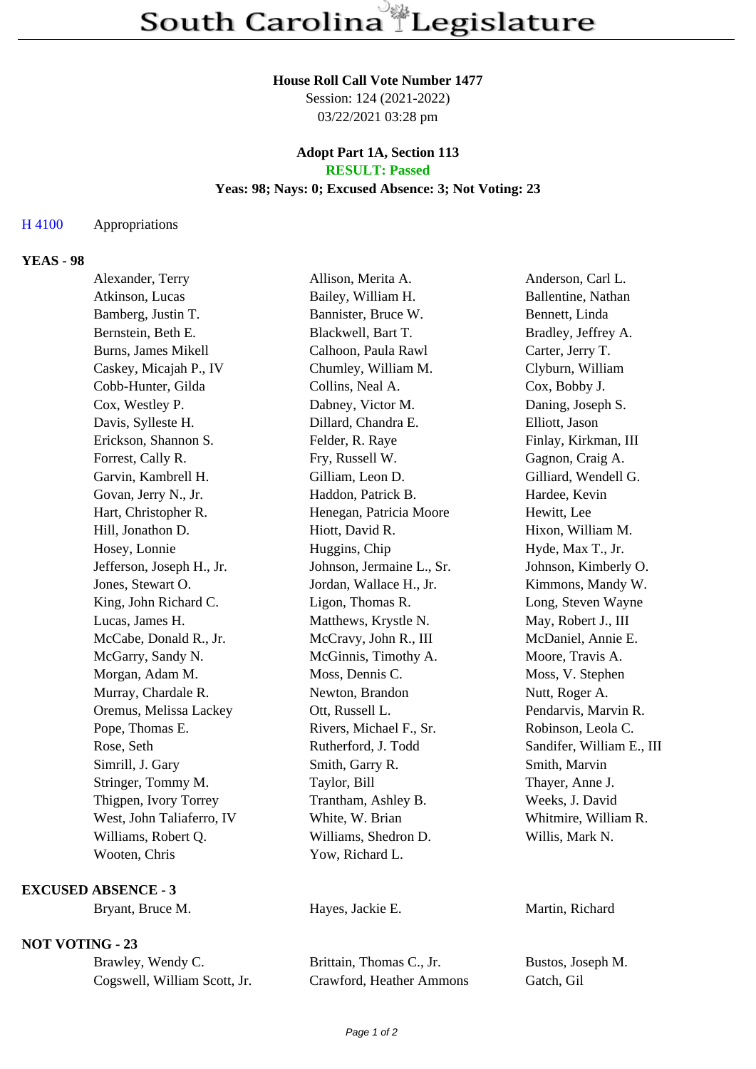# South Carolina Legislature

**House Roll Call Vote Number 1477**
Session: 124 (2021-2022)
03/22/2021 03:28 pm

**Adopt Part 1A, Section 113**
**RESULT: Passed**
**Yeas: 98; Nays: 0; Excused Absence: 3; Not Voting: 23**

H 4100 Appropriations

## YEAS - 98

| | | |
|---|---|---|
| Alexander, Terry | Allison, Merita A. | Anderson, Carl L. |
| Atkinson, Lucas | Bailey, William H. | Ballentine, Nathan |
| Bamberg, Justin T. | Bannister, Bruce W. | Bennett, Linda |
| Bernstein, Beth E. | Blackwell, Bart T. | Bradley, Jeffrey A. |
| Burns, James Mikell | Calhoon, Paula Rawl | Carter, Jerry T. |
| Caskey, Micajah P., IV | Chumley, William M. | Clyburn, William |
| Cobb-Hunter, Gilda | Collins, Neal A. | Cox, Bobby J. |
| Cox, Westley P. | Dabney, Victor M. | Daning, Joseph S. |
| Davis, Sylleste H. | Dillard, Chandra E. | Elliott, Jason |
| Erickson, Shannon S. | Felder, R. Raye | Finlay, Kirkman, III |
| Forrest, Cally R. | Fry, Russell W. | Gagnon, Craig A. |
| Garvin, Kambrell H. | Gilliam, Leon D. | Gilliard, Wendell G. |
| Govan, Jerry N., Jr. | Haddon, Patrick B. | Hardee, Kevin |
| Hart, Christopher R. | Henegan, Patricia Moore | Hewitt, Lee |
| Hill, Jonathon D. | Hiott, David R. | Hixon, William M. |
| Hosey, Lonnie | Huggins, Chip | Hyde, Max T., Jr. |
| Jefferson, Joseph H., Jr. | Johnson, Jermaine L., Sr. | Johnson, Kimberly O. |
| Jones, Stewart O. | Jordan, Wallace H., Jr. | Kimmons, Mandy W. |
| King, John Richard C. | Ligon, Thomas R. | Long, Steven Wayne |
| Lucas, James H. | Matthews, Krystle N. | May, Robert J., III |
| McCabe, Donald R., Jr. | McCravy, John R., III | McDaniel, Annie E. |
| McGarry, Sandy N. | McGinnis, Timothy A. | Moore, Travis A. |
| Morgan, Adam M. | Moss, Dennis C. | Moss, V. Stephen |
| Murray, Chardale R. | Newton, Brandon | Nutt, Roger A. |
| Oremus, Melissa Lackey | Ott, Russell L. | Pendarvis, Marvin R. |
| Pope, Thomas E. | Rivers, Michael F., Sr. | Robinson, Leola C. |
| Rose, Seth | Rutherford, J. Todd | Sandifer, William E., III |
| Simrill, J. Gary | Smith, Garry R. | Smith, Marvin |
| Stringer, Tommy M. | Taylor, Bill | Thayer, Anne J. |
| Thigpen, Ivory Torrey | Trantham, Ashley B. | Weeks, J. David |
| West, John Taliaferro, IV | White, W. Brian | Whitmire, William R. |
| Williams, Robert Q. | Williams, Shedron D. | Willis, Mark N. |
| Wooten, Chris | Yow, Richard L. | |

## EXCUSED ABSENCE - 3

| | | |
|---|---|---|
| Bryant, Bruce M. | Hayes, Jackie E. | Martin, Richard |

## NOT VOTING - 23

| | | |
|---|---|---|
| Brawley, Wendy C. | Brittain, Thomas C., Jr. | Bustos, Joseph M. |
| Cogswell, William Scott, Jr. | Crawford, Heather Ammons | Gatch, Gil |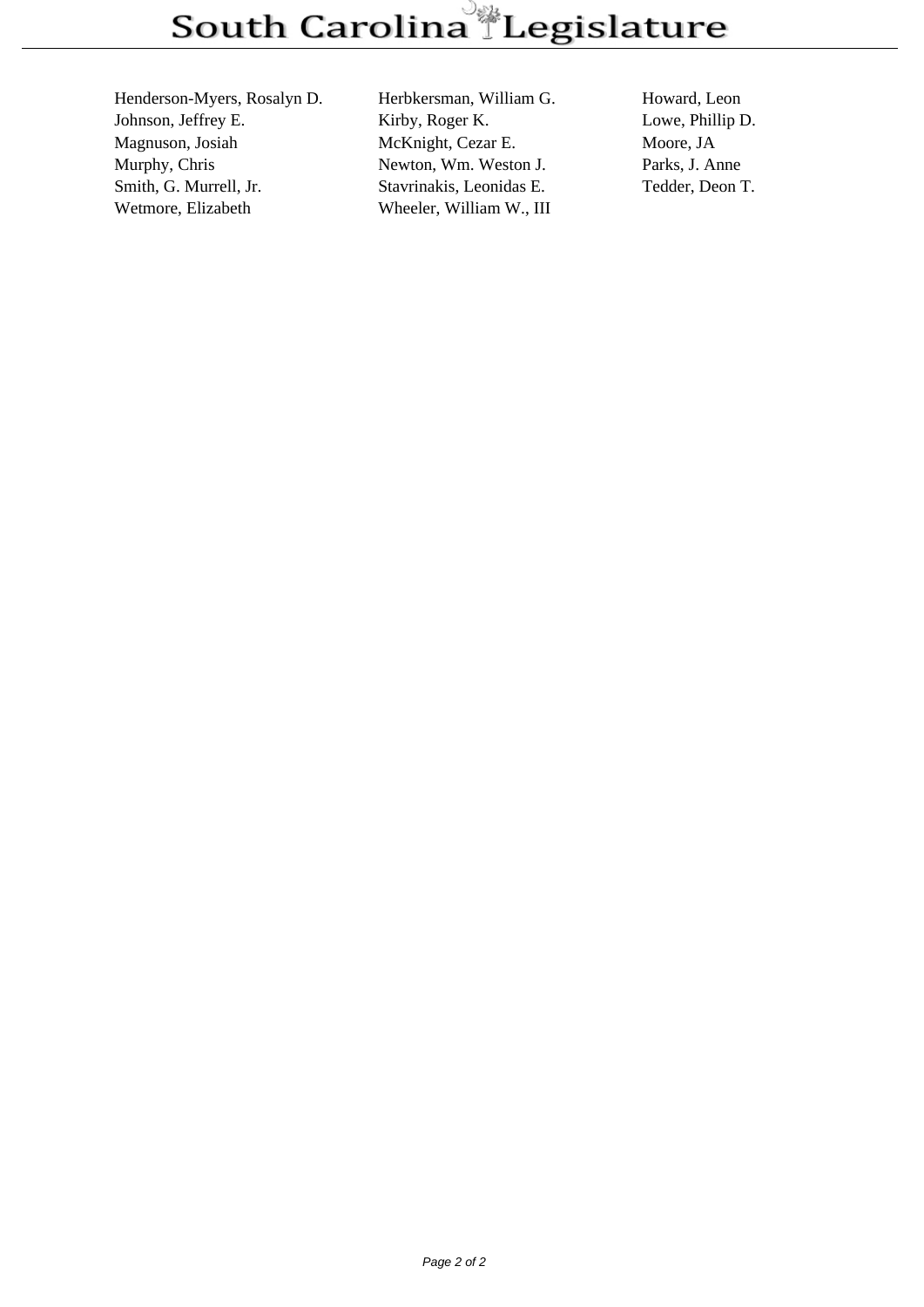Henderson-Myers, Rosalyn D.
Herbkersman, William G.
Howard, Leon
Johnson, Jeffrey E.
Kirby, Roger K.
Lowe, Phillip D.
Magnuson, Josiah
McKnight, Cezar E.
Moore, JA
Murphy, Chris
Newton, Wm. Weston J.
Parks, J. Anne
Smith, G. Murrell, Jr.
Stavrinakis, Leonidas E.
Tedder, Deon T.
Wetmore, Elizabeth
Wheeler, William W., III